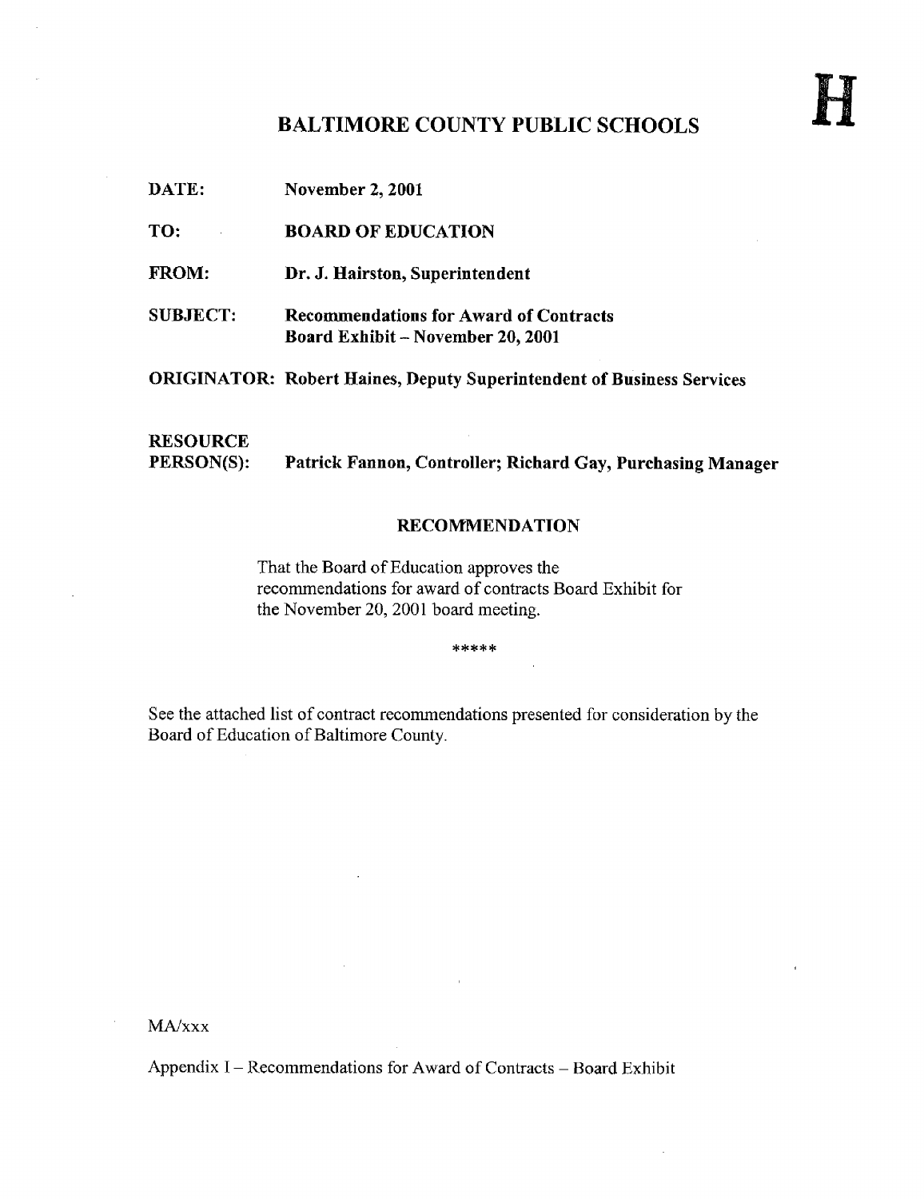**H**

# BALTIMORE COUNTY PUBLIC SCHOOLS

**DATE:** November 2, 2001

**TO:** BOARD OF EDUCATION

**FROM:** Dr. J. Hairston, Superintendent

**SUBJECT:** Recommendations for Award of Contracts
Board Exhibit – November 20, 2001

**ORIGINATOR:** Robert Haines, Deputy Superintendent of Business Services

**RESOURCE PERSON(S):** Patrick Fannon, Controller; Richard Gay, Purchasing Manager

## RECOMMENDATION

That the Board of Education approves the recommendations for award of contracts Board Exhibit for the November 20, 2001 board meeting.

*****

See the attached list of contract recommendations presented for consideration by the Board of Education of Baltimore County.

MA/xxx

Appendix I – Recommendations for Award of Contracts – Board Exhibit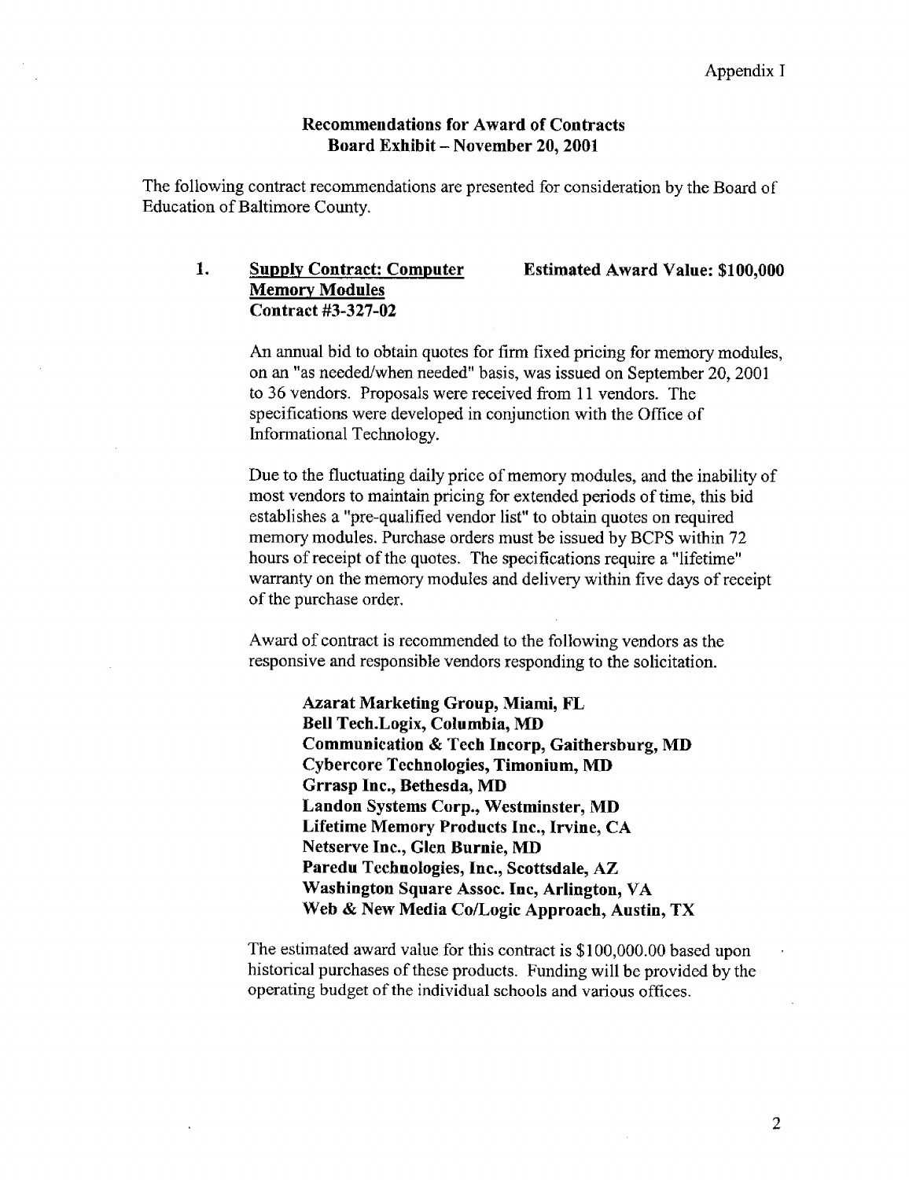Appendix I

## Recommendations for Award of Contracts
## Board Exhibit – November 20, 2001

The following contract recommendations are presented for consideration by the Board of Education of Baltimore County.

**1. Supply Contract: Computer Memory Modules**
**Contract #3-327-02**

**Estimated Award Value: $100,000**

An annual bid to obtain quotes for firm fixed pricing for memory modules, on an "as needed/when needed" basis, was issued on September 20, 2001 to 36 vendors. Proposals were received from 11 vendors. The specifications were developed in conjunction with the Office of Informational Technology.

Due to the fluctuating daily price of memory modules, and the inability of most vendors to maintain pricing for extended periods of time, this bid establishes a "pre-qualified vendor list" to obtain quotes on required memory modules. Purchase orders must be issued by BCPS within 72 hours of receipt of the quotes. The specifications require a "lifetime" warranty on the memory modules and delivery within five days of receipt of the purchase order.

Award of contract is recommended to the following vendors as the responsive and responsible vendors responding to the solicitation.

**Azarat Marketing Group, Miami, FL**
**Bell Tech.Logix, Columbia, MD**
**Communication & Tech Incorp, Gaithersburg, MD**
**Cybercore Technologies, Timonium, MD**
**Grrasp Inc., Bethesda, MD**
**Landon Systems Corp., Westminster, MD**
**Lifetime Memory Products Inc., Irvine, CA**
**Netserve Inc., Glen Burnie, MD**
**Paredu Technologies, Inc., Scottsdale, AZ**
**Washington Square Assoc. Inc, Arlington, VA**
**Web & New Media Co/Logic Approach, Austin, TX**

The estimated award value for this contract is $100,000.00 based upon historical purchases of these products. Funding will be provided by the operating budget of the individual schools and various offices.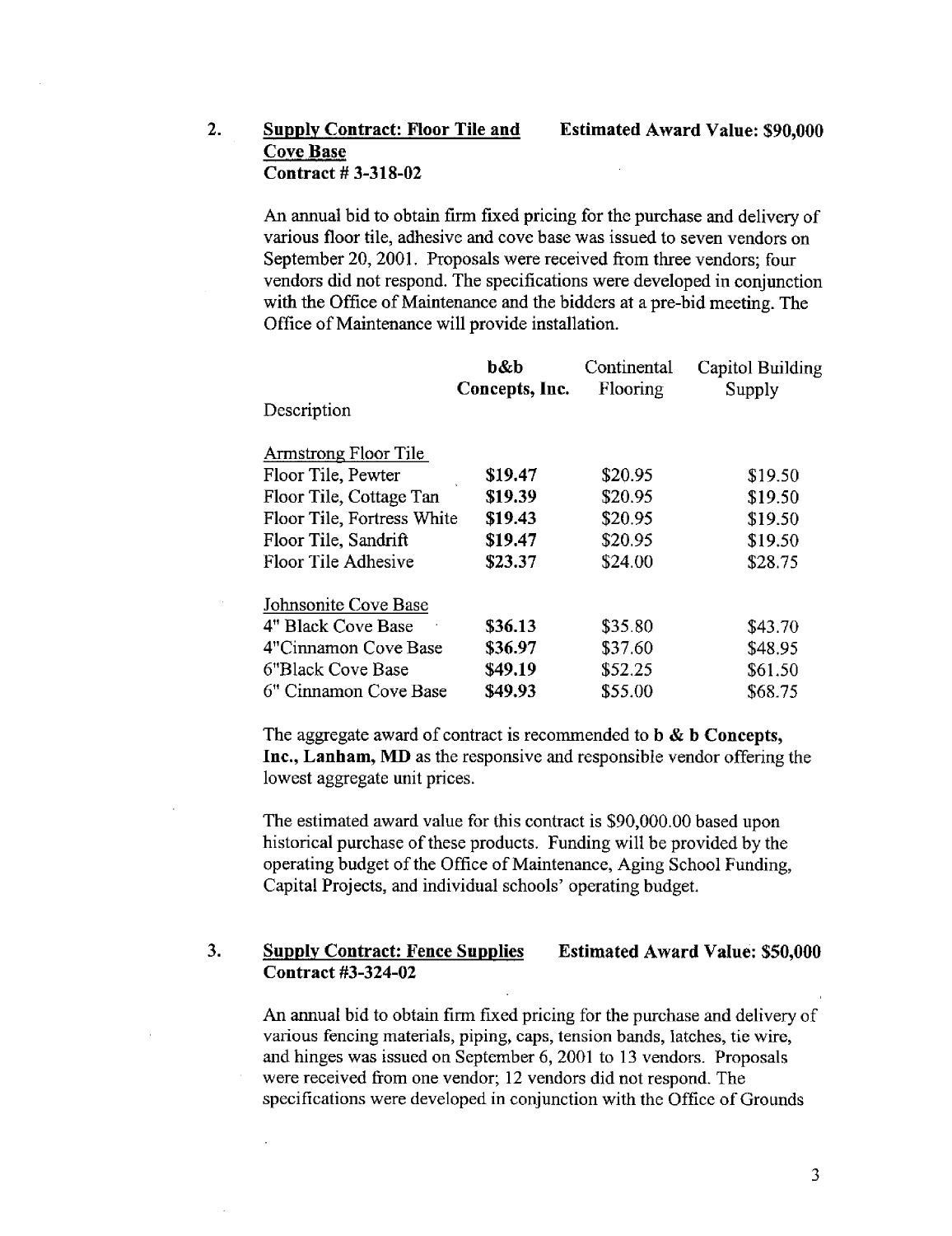2. **Supply Contract: Floor Tile and Cove Base** **Estimated Award Value: $90,000**
**Contract # 3-318-02**

An annual bid to obtain firm fixed pricing for the purchase and delivery of various floor tile, adhesive and cove base was issued to seven vendors on September 20, 2001. Proposals were received from three vendors; four vendors did not respond. The specifications were developed in conjunction with the Office of Maintenance and the bidders at a pre-bid meeting. The Office of Maintenance will provide installation.

| Description | **b&b Concepts, Inc.** | Continental Flooring | Capitol Building Supply |
|---|---|---|---|
| Armstrong Floor Tile | | | |
| Floor Tile, Pewter | **$19.47** | $20.95 | $19.50 |
| Floor Tile, Cottage Tan | **$19.39** | $20.95 | $19.50 |
| Floor Tile, Fortress White | **$19.43** | $20.95 | $19.50 |
| Floor Tile, Sandrift | **$19.47** | $20.95 | $19.50 |
| Floor Tile Adhesive | **$23.37** | $24.00 | $28.75 |
| Johnsonite Cove Base | | | |
| 4" Black Cove Base | **$36.13** | $35.80 | $43.70 |
| 4"Cinnamon Cove Base | **$36.97** | $37.60 | $48.95 |
| 6"Black Cove Base | **$49.19** | $52.25 | $61.50 |
| 6" Cinnamon Cove Base | **$49.93** | $55.00 | $68.75 |

The aggregate award of contract is recommended to **b & b Concepts, Inc., Lanham, MD** as the responsive and responsible vendor offering the lowest aggregate unit prices.

The estimated award value for this contract is $90,000.00 based upon historical purchase of these products. Funding will be provided by the operating budget of the Office of Maintenance, Aging School Funding, Capital Projects, and individual schools' operating budget.

3. **Supply Contract: Fence Supplies** **Estimated Award Value: $50,000**
**Contract #3-324-02**

An annual bid to obtain firm fixed pricing for the purchase and delivery of various fencing materials, piping, caps, tension bands, latches, tie wire, and hinges was issued on September 6, 2001 to 13 vendors. Proposals were received from one vendor; 12 vendors did not respond. The specifications were developed in conjunction with the Office of Grounds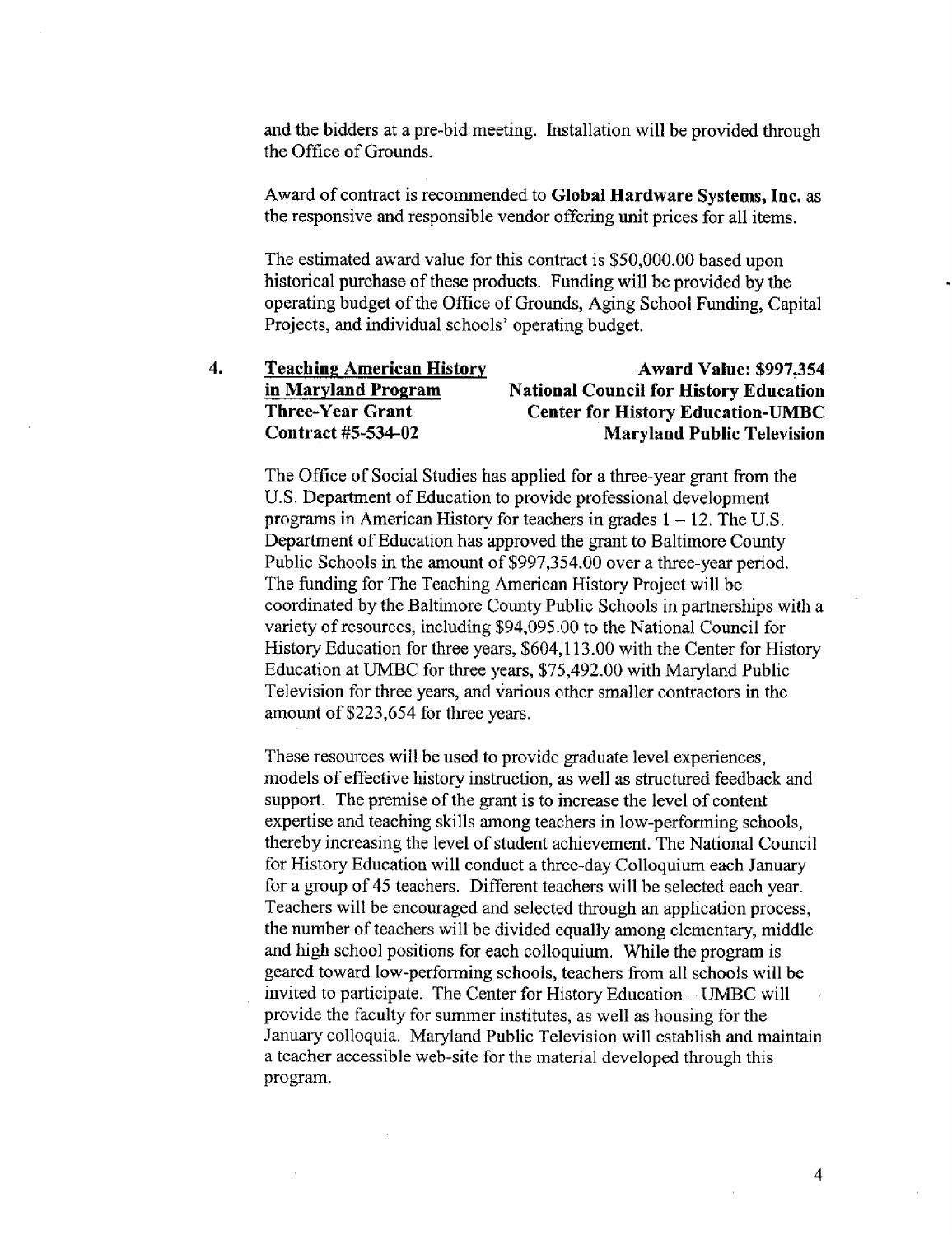and the bidders at a pre-bid meeting. Installation will be provided through the Office of Grounds.

Award of contract is recommended to **Global Hardware Systems, Inc.** as the responsive and responsible vendor offering unit prices for all items.

The estimated award value for this contract is $50,000.00 based upon historical purchase of these products. Funding will be provided by the operating budget of the Office of Grounds, Aging School Funding, Capital Projects, and individual schools' operating budget.

4. **Teaching American History in Maryland Program Three-Year Grant Contract #5-534-02**

   **Award Value: $997,354**
   **National Council for History Education**
   **Center for History Education-UMBC**
   **Maryland Public Television**

   The Office of Social Studies has applied for a three-year grant from the U.S. Department of Education to provide professional development programs in American History for teachers in grades 1 – 12. The U.S. Department of Education has approved the grant to Baltimore County Public Schools in the amount of $997,354.00 over a three-year period. The funding for The Teaching American History Project will be coordinated by the Baltimore County Public Schools in partnerships with a variety of resources, including $94,095.00 to the National Council for History Education for three years, $604,113.00 with the Center for History Education at UMBC for three years, $75,492.00 with Maryland Public Television for three years, and various other smaller contractors in the amount of $223,654 for three years.

   These resources will be used to provide graduate level experiences, models of effective history instruction, as well as structured feedback and support. The premise of the grant is to increase the level of content expertise and teaching skills among teachers in low-performing schools, thereby increasing the level of student achievement. The National Council for History Education will conduct a three-day Colloquium each January for a group of 45 teachers. Different teachers will be selected each year. Teachers will be encouraged and selected through an application process, the number of teachers will be divided equally among elementary, middle and high school positions for each colloquium. While the program is geared toward low-performing schools, teachers from all schools will be invited to participate. The Center for History Education – UMBC will provide the faculty for summer institutes, as well as housing for the January colloquia. Maryland Public Television will establish and maintain a teacher accessible web-site for the material developed through this program.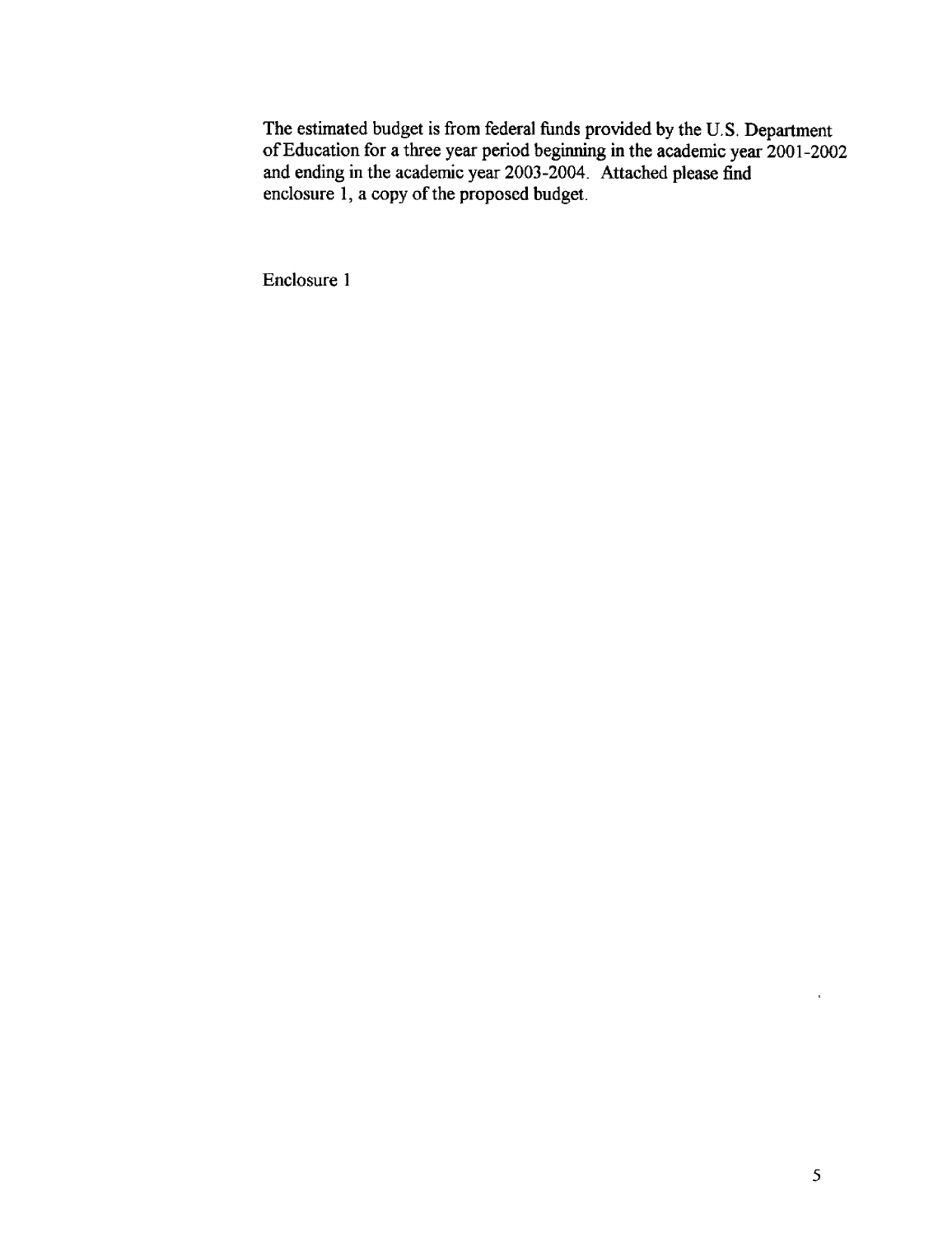The estimated budget is from federal funds provided by the U.S. Department of Education for a three year period beginning in the academic year 2001-2002 and ending in the academic year 2003-2004. Attached please find enclosure 1, a copy of the proposed budget.

Enclosure 1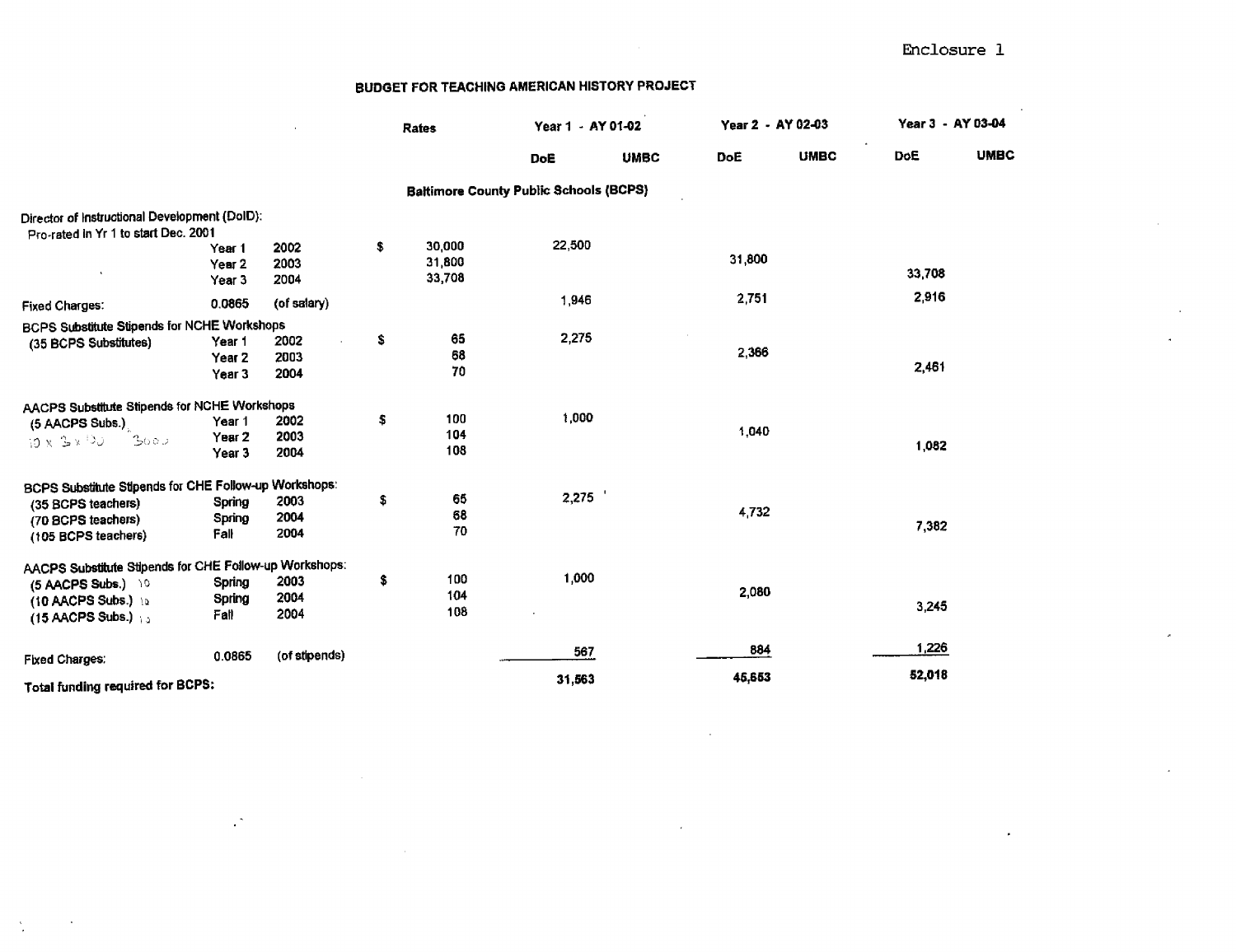Enclosure 1

# BUDGET FOR TEACHING AMERICAN HISTORY PROJECT

| | | | Rates | Year 1 - AY 01-02 | | Year 2 - AY 02-03 | | Year 3 - AY 03-04 | |
|---|---|---|---|---|---|---|---|---|---|
| | | | | DoE | UMBC | DoE | UMBC | DoE | UMBC |
| **Baltimore County Public Schools (BCPS)** | | | | | | | | | |
| Director of Instructional Development (DoID): | | | | | | | | | |
| Pro-rated in Yr 1 to start Dec. 2001 | | | | | | | | | |
| | Year 1 | 2002 | $ 30,000 | 22,500 | | | | | |
| | Year 2 | 2003 | 31,800 | | | 31,800 | | | |
| | Year 3 | 2004 | 33,708 | | | | | 33,708 | |
| Fixed Charges: | 0.0865 | (of salary) | | 1,946 | | 2,751 | | 2,916 | |
| BCPS Substitute Stipends for NCHE Workshops | | | | | | | | | |
| (35 BCPS Substitutes) | Year 1 | 2002 | $ 65 | 2,275 | | | | | |
| | Year 2 | 2003 | 68 | | | 2,366 | | | |
| | Year 3 | 2004 | 70 | | | | | 2,461 | |
| AACPS Substitute Stipends for NCHE Workshops | | | | | | | | | |
| (5 AACPS Subs.) | Year 1 | 2002 | $ 100 | 1,000 | | | | | |
| 10 x 3 x 100  3000 | Year 2 | 2003 | 104 | | | 1,040 | | | |
| | Year 3 | 2004 | 108 | | | | | 1,082 | |
| BCPS Substitute Stipends for CHE Follow-up Workshops: | | | | | | | | | |
| (35 BCPS teachers) | Spring | 2003 | $ 65 | 2,275 | | | | | |
| (70 BCPS teachers) | Spring | 2004 | 68 | | | 4,732 | | | |
| (105 BCPS teachers) | Fall | 2004 | 70 | | | | | 7,382 | |
| AACPS Substitute Stipends for CHE Follow-up Workshops: | | | | | | | | | |
| (5 AACPS Subs.) 10 | Spring | 2003 | $ 100 | 1,000 | | | | | |
| (10 AACPS Subs.) 10 | Spring | 2004 | 104 | | | 2,080 | | | |
| (15 AACPS Subs.) 10 | Fall | 2004 | 108 | | | | | 3,245 | |
| Fixed Charges: | 0.0865 | (of stipends) | | 567 | | 884 | | 1,226 | |
| **Total funding required for BCPS:** | | | | 31,563 | | 45,653 | | 52,018 | |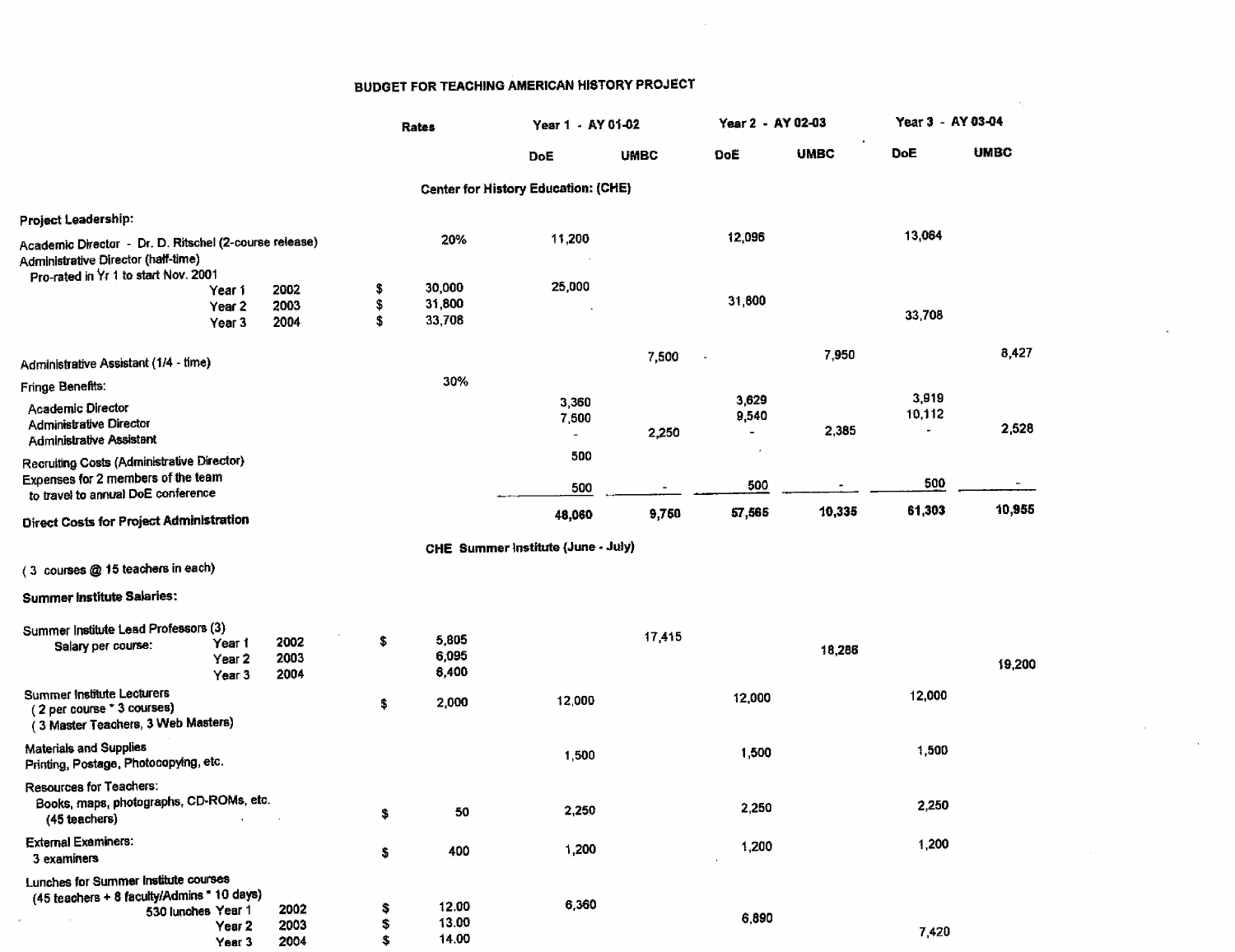# BUDGET FOR TEACHING AMERICAN HISTORY PROJECT

| | | | Rates | Year 1 - AY 01-02 | | Year 2 - AY 02-03 | | Year 3 - AY 03-04 | |
|---|---|---|---|---|---|---|---|---|---|
| | | | | DoE | UMBC | DoE | UMBC | DoE | UMBC |
| **Center for History Education: (CHE)** | | | | | | | | | |
| **Project Leadership:** | | | | | | | | | |
| Academic Director - Dr. D. Ritschel (2-course release) | | | 20% | 11,200 | | 12,096 | | 13,064 | |
| Administrative Director (half-time) Pro-rated in Yr 1 to start Nov. 2001 | | | | | | | | | |
| | Year 1 | 2002 | $ 30,000 | 25,000 | | | | | |
| | Year 2 | 2003 | $ 31,800 | | | 31,800 | | | |
| | Year 3 | 2004 | $ 33,708 | | | | | 33,708 | |
| Administrative Assistant (1/4 - time) | | | | | 7,500 | | 7,950 | | 8,427 |
| Fringe Benefits: | | | 30% | | | | | | |
| Academic Director | | | | 3,360 | | 3,629 | | 3,919 | |
| Administrative Director | | | | 7,500 | | 9,540 | | 10,112 | |
| Administrative Assistant | | | | - | 2,250 | - | 2,385 | - | 2,528 |
| Recruiting Costs (Administrative Director) | | | | 500 | | | | | |
| Expenses for 2 members of the team to travel to annual DoE conference | | | | 500 | - | 500 | - | 500 | - |
| **Direct Costs for Project Administration** | | | | **48,060** | **9,750** | **57,565** | **10,335** | **61,303** | **10,955** |
| **CHE Summer Institute (June - July)** | | | | | | | | | |
| (3 courses @ 15 teachers in each) | | | | | | | | | |
| **Summer Institute Salaries:** | | | | | | | | | |
| Summer Institute Lead Professors (3) Salary per course: | Year 1 | 2002 | $ 5,805 | | 17,415 | | | | |
| | Year 2 | 2003 | 6,095 | | | | 18,286 | | |
| | Year 3 | 2004 | 6,400 | | | | | | 19,200 |
| Summer Institute Lecturers (2 per course * 3 courses) (3 Master Teachers, 3 Web Masters) | | | $ 2,000 | 12,000 | | 12,000 | | 12,000 | |
| Materials and Supplies Printing, Postage, Photocopying, etc. | | | | 1,500 | | 1,500 | | 1,500 | |
| Resources for Teachers: Books, maps, photographs, CD-ROMs, etc. (45 teachers) | | | $ 50 | 2,250 | | 2,250 | | 2,250 | |
| External Examiners: 3 examiners | | | $ 400 | 1,200 | | 1,200 | | 1,200 | |
| Lunches for Summer Institute courses (45 teachers + 8 faculty/Admins * 10 days) | | | | | | | | | |
| 530 lunches | Year 1 | 2002 | $ 12.00 | 6,360 | | | | | |
| | Year 2 | 2003 | $ 13.00 | | | 6,890 | | | |
| | Year 3 | 2004 | $ 14.00 | | | | | 7,420 | |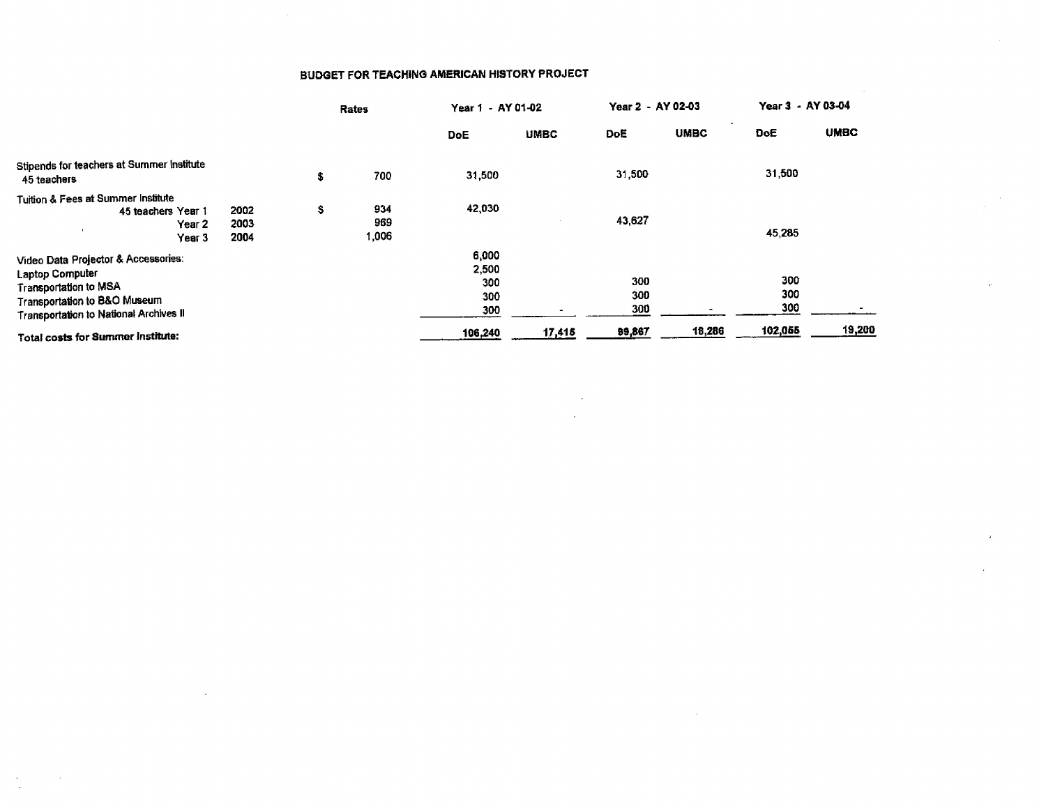## BUDGET FOR TEACHING AMERICAN HISTORY PROJECT

| | | Rates | Year 1 - AY 01-02 | | Year 2 - AY 02-03 | | Year 3 - AY 03-04 | |
|---|---|---|---|---|---|---|---|---|
| | | | DoE | UMBC | DoE | UMBC | DoE | UMBC |
| Stipends for teachers at Summer Institute 45 teachers | | $ 700 | 31,500 | | 31,500 | | 31,500 | |
| Tuition & Fees at Summer Institute 45 teachers Year 1 | 2002 | $ 934 | 42,030 | | | | | |
| Year 2 | 2003 | 969 | | | 43,627 | | | |
| Year 3 | 2004 | 1,006 | | | | | 45,285 | |
| Video Data Projector & Accessories: | | | 6,000 | | | | | |
| Laptop Computer | | | 2,500 | | | | | |
| Transportation to MSA | | | 300 | | 300 | | 300 | |
| Transportation to B&O Museum | | | 300 | | 300 | | 300 | |
| Transportation to National Archives II | | | 300 | - | 300 | - | 300 | - |
| **Total costs for Summer Institute:** | | | 106,240 | 17,415 | 99,867 | 18,286 | 102,055 | 19,200 |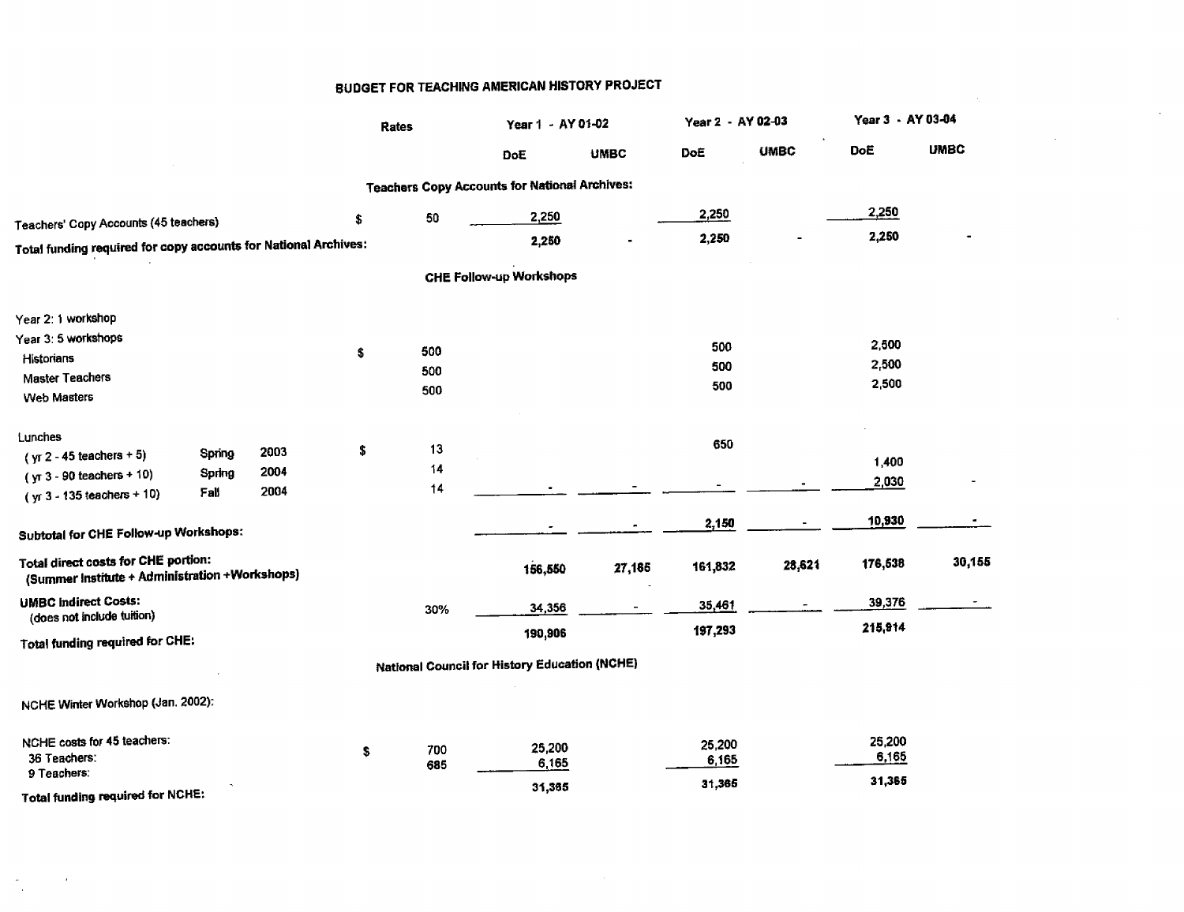# BUDGET FOR TEACHING AMERICAN HISTORY PROJECT

| | | | Rates | Year 1 - AY 01-02 | | Year 2 - AY 02-03 | | Year 3 - AY 03-04 | |
|---|---|---|---|---|---|---|---|---|---|
| | | | | DoE | UMBC | DoE | UMBC | DoE | UMBC |
| **Teachers Copy Accounts for National Archives:** | | | | | | | | | |
| Teachers' Copy Accounts (45 teachers) | | | $ 50 | 2,250 | | 2,250 | | 2,250 | |
| **Total funding required for copy accounts for National Archives:** | | | | 2,250 | - | 2,250 | - | 2,250 | - |
| **CHE Follow-up Workshops** | | | | | | | | | |
| Year 2: 1 workshop | | | | | | | | | |
| Year 3: 5 workshops | | | | | | | | | |
| Historians | | | $ 500 | | | 500 | | 2,500 | |
| Master Teachers | | | 500 | | | 500 | | 2,500 | |
| Web Masters | | | 500 | | | 500 | | 2,500 | |
| Lunches | | | | | | | | | |
| ( yr 2 - 45 teachers + 5) | Spring | 2003 | $ 13 | | | 650 | | | |
| ( yr 3 - 90 teachers + 10) | Spring | 2004 | 14 | | | | | 1,400 | |
| ( yr 3 - 135 teachers + 10) | Fall | 2004 | 14 | - | - | - | - | 2,030 | - |
| **Subtotal for CHE Follow-up Workshops:** | | | | - | - | 2,150 | - | 10,930 | - |
| **Total direct costs for CHE portion:** (Summer Institute + Administration +Workshops) | | | | 156,550 | 27,165 | 161,832 | 28,621 | 176,538 | 30,155 |
| **UMBC Indirect Costs:** (does not include tuition) | | | 30% | 34,356 | - | 35,461 | - | 39,376 | - |
| **Total funding required for CHE:** | | | | 190,906 | | 197,293 | | 215,914 | |
| **National Council for History Education (NCHE)** | | | | | | | | | |
| NCHE Winter Workshop (Jan. 2002): | | | | | | | | | |
| NCHE costs for 45 teachers: | | | | | | | | | |
| 36 Teachers: | | | $ 700 | 25,200 | | 25,200 | | 25,200 | |
| 9 Teachers: | | | 685 | 6,165 | | 6,165 | | 6,165 | |
| **Total funding required for NCHE:** | | | | 31,365 | | 31,365 | | 31,365 | |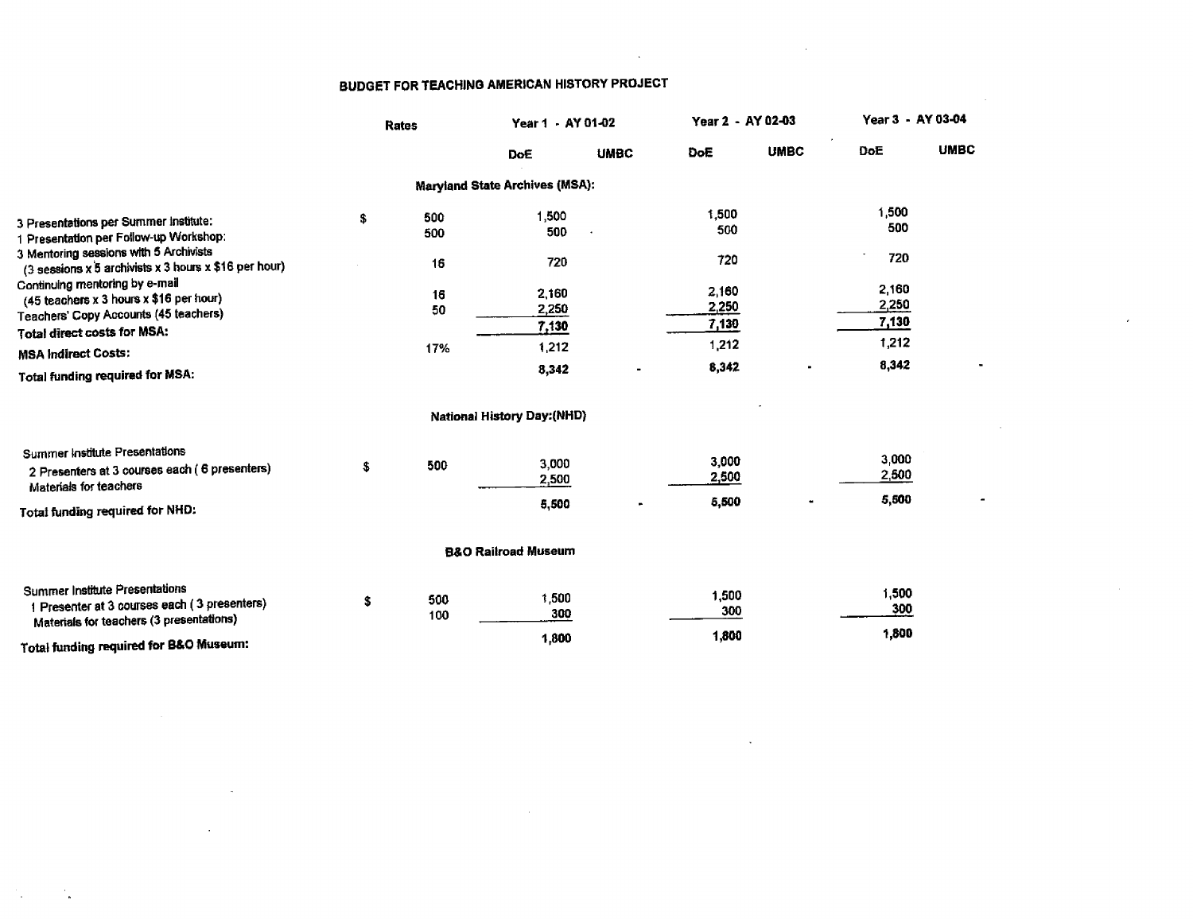## BUDGET FOR TEACHING AMERICAN HISTORY PROJECT

| | Rates | | Year 1 - AY 01-02 | | Year 2 - AY 02-03 | | Year 3 - AY 03-04 | |
|---|---|---|---|---|---|---|---|---|
| | | | DoE | UMBC | DoE | UMBC | DoE | UMBC |
| **Maryland State Archives (MSA):** | | | | | | | | |
| 3 Presentations per Summer Institute: | $ | 500 | 1,500 | | 1,500 | | 1,500 | |
| 1 Presentation per Follow-up Workshop: | | 500 | 500 | | 500 | | 500 | |
| 3 Mentoring sessions with 5 Archivists (3 sessions x 5 archivists x 3 hours x $16 per hour) | | 16 | 720 | | 720 | | 720 | |
| Continuing mentoring by e-mail (45 teachers x 3 hours x $16 per hour) | | 16 | 2,160 | | 2,160 | | 2,160 | |
| Teachers' Copy Accounts (45 teachers) | | 50 | 2,250 | | 2,250 | | 2,250 | |
| **Total direct costs for MSA:** | | | 7,130 | | 7,130 | | 7,130 | |
| **MSA Indirect Costs:** | | 17% | 1,212 | | 1,212 | | 1,212 | |
| **Total funding required for MSA:** | | | 8,342 | - | 8,342 | - | 8,342 | - |
| **National History Day:(NHD)** | | | | | | | | |
| Summer Institute Presentations | | | | | | | | |
| 2 Presenters at 3 courses each ( 6 presenters) | $ | 500 | 3,000 | | 3,000 | | 3,000 | |
| Materials for teachers | | | 2,500 | | 2,500 | | 2,500 | |
| **Total funding required for NHD:** | | | 5,500 | - | 5,500 | - | 5,500 | - |
| **B&O Railroad Museum** | | | | | | | | |
| Summer Institute Presentations | | | | | | | | |
| 1 Presenter at 3 courses each ( 3 presenters) | $ | 500 | 1,500 | | 1,500 | | 1,500 | |
| Materials for teachers (3 presentations) | | 100 | 300 | | 300 | | 300 | |
| **Total funding required for B&O Museum:** | | | 1,800 | | 1,800 | | 1,800 | |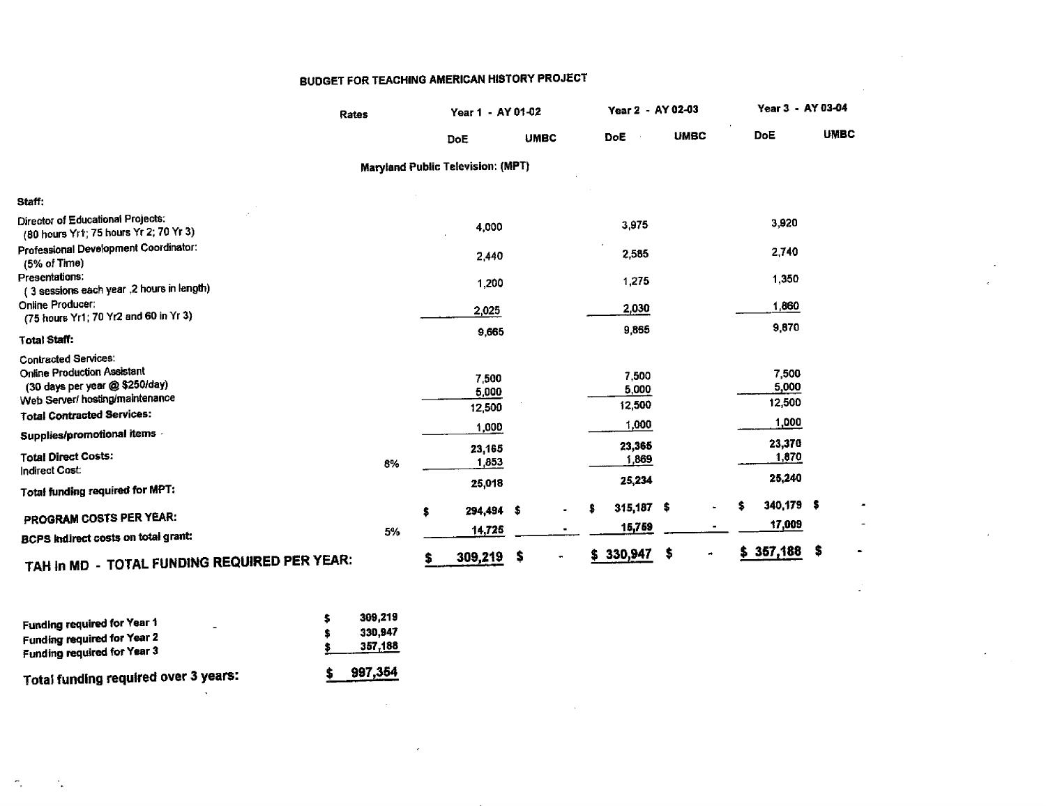# BUDGET FOR TEACHING AMERICAN HISTORY PROJECT

| | Rates | Year 1 - AY 01-02 | | Year 2 - AY 02-03 | | Year 3 - AY 03-04 | |
|---|---|---|---|---|---|---|---|
| | | DoE | UMBC | DoE | UMBC | DoE | UMBC |
| | | **Maryland Public Television: (MPT)** | | | | | |
| **Staff:** | | | | | | | |
| Director of Educational Projects: (80 hours Yr1; 75 hours Yr 2; 70 Yr 3) | | 4,000 | | 3,975 | | 3,920 | |
| Professional Development Coordinator: (5% of Time) | | 2,440 | | 2,585 | | 2,740 | |
| Presentations: ( 3 sessions each year ,2 hours in length) | | 1,200 | | 1,275 | | 1,350 | |
| Online Producer: (75 hours Yr1; 70 Yr2 and 60 in Yr 3) | | 2,025 | | 2,030 | | 1,860 | |
| **Total Staff:** | | 9,665 | | 9,865 | | 9,870 | |
| Contracted Services: | | | | | | | |
| Online Production Assistant (30 days per year @ $250/day) | | 7,500 | | 7,500 | | 7,500 | |
| Web Server/ hosting/maintenance | | 5,000 | | 5,000 | | 5,000 | |
| **Total Contracted Services:** | | 12,500 | | 12,500 | | 12,500 | |
| **Supplies/promotional items** | | 1,000 | | 1,000 | | 1,000 | |
| **Total Direct Costs:** | | 23,165 | | 23,365 | | 23,370 | |
| Indirect Cost: | 8% | 1,853 | | 1,869 | | 1,870 | |
| **Total funding required for MPT:** | | 25,018 | | 25,234 | | 25,240 | |
| **PROGRAM COSTS PER YEAR:** | | $ 294,494 | $ - | $ 315,187 | $ - | $ 340,179 | $ - |
| **BCPS Indirect costs on total grant:** | 5% | 14,725 | - | 15,759 | - | 17,009 | - |
| **TAH in MD - TOTAL FUNDING REQUIRED PER YEAR:** | | **$ 309,219** | **$ -** | **$ 330,947** | **$ -** | **$ 357,188** | **$ -** |

| | |
|---|---|
| Funding required for Year 1 | $ 309,219 |
| Funding required for Year 2 | $ 330,947 |
| Funding required for Year 3 | $ 357,188 |
| **Total funding required over 3 years:** | **$ 997,354** |